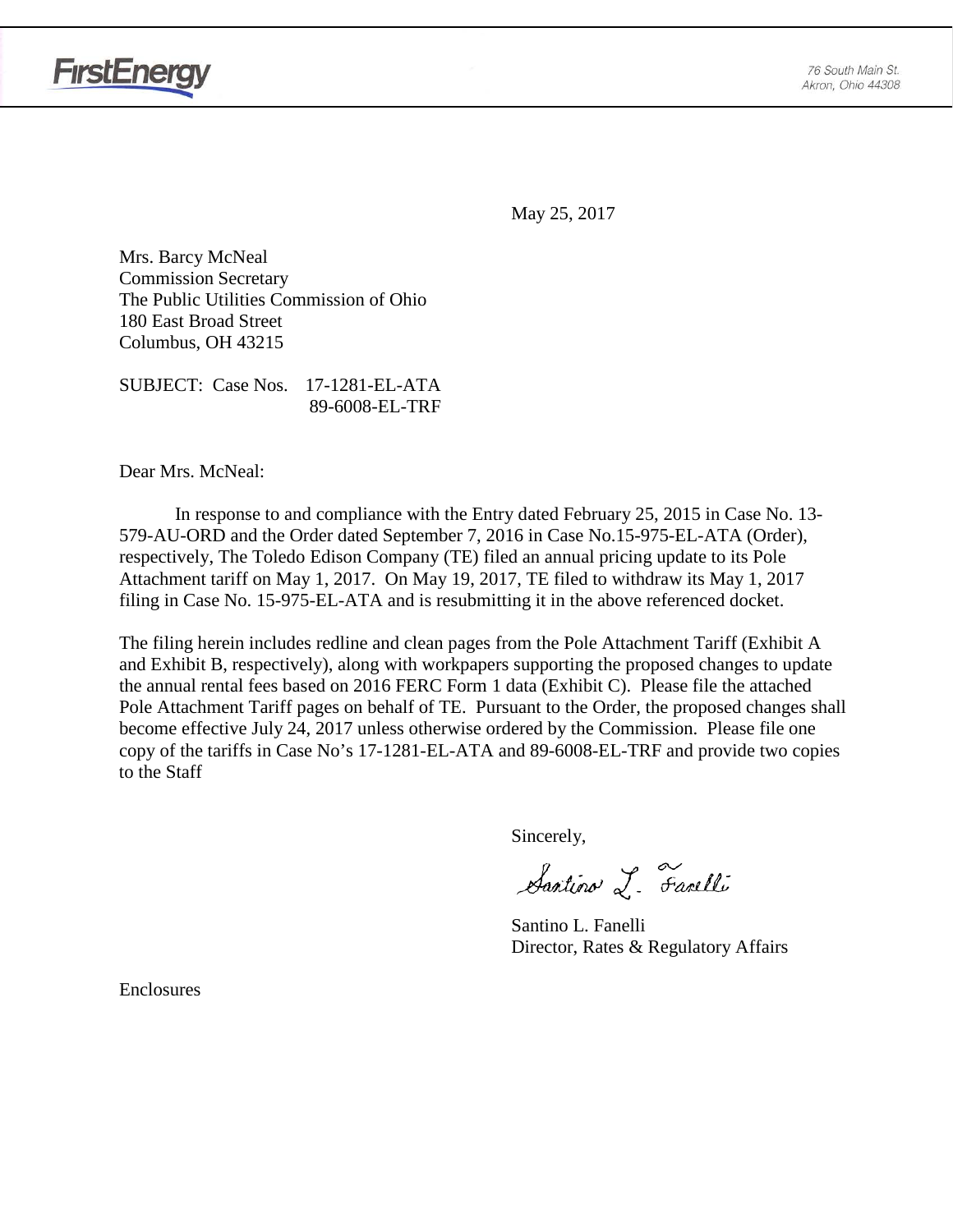FirstEnergy

76 South Main St.
Akron, Ohio 44308

May 25, 2017

Mrs. Barcy McNeal
Commission Secretary
The Public Utilities Commission of Ohio
180 East Broad Street
Columbus, OH 43215

SUBJECT: Case Nos. 17-1281-EL-ATA
89-6008-EL-TRF

Dear Mrs. McNeal:

In response to and compliance with the Entry dated February 25, 2015 in Case No. 13-579-AU-ORD and the Order dated September 7, 2016 in Case No.15-975-EL-ATA (Order), respectively, The Toledo Edison Company (TE) filed an annual pricing update to its Pole Attachment tariff on May 1, 2017. On May 19, 2017, TE filed to withdraw its May 1, 2017 filing in Case No. 15-975-EL-ATA and is resubmitting it in the above referenced docket.

The filing herein includes redline and clean pages from the Pole Attachment Tariff (Exhibit A and Exhibit B, respectively), along with workpapers supporting the proposed changes to update the annual rental fees based on 2016 FERC Form 1 data (Exhibit C). Please file the attached Pole Attachment Tariff pages on behalf of TE. Pursuant to the Order, the proposed changes shall become effective July 24, 2017 unless otherwise ordered by the Commission. Please file one copy of the tariffs in Case No's 17-1281-EL-ATA and 89-6008-EL-TRF and provide two copies to the Staff

Sincerely,

Santino L. Fanelli

Santino L. Fanelli
Director, Rates & Regulatory Affairs

Enclosures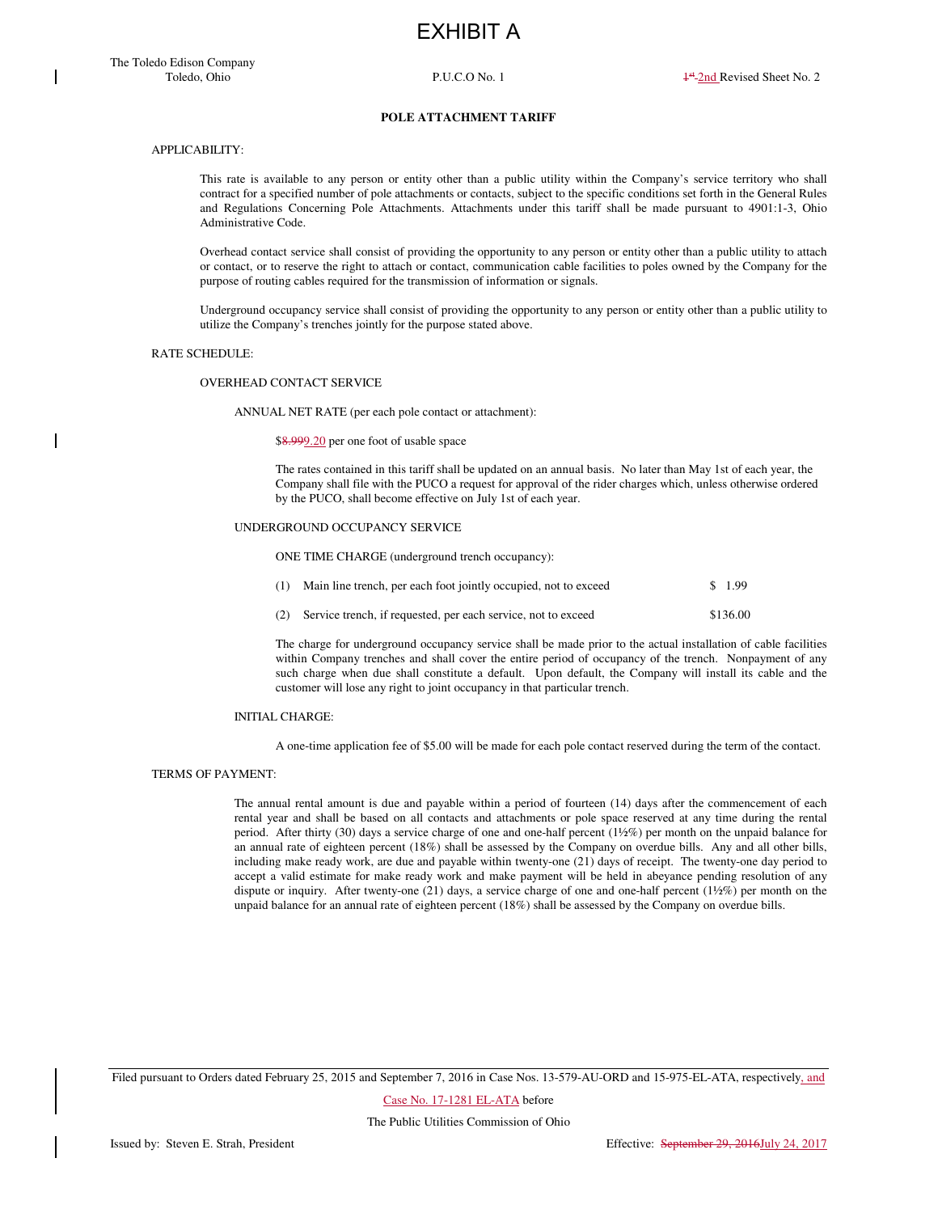# EXHIBIT A

The Toledo Edison Company
Toledo, Ohio

P.U.C.O No. 1

~~1st~~ 2nd Revised Sheet No. 2

## POLE ATTACHMENT TARIFF

APPLICABILITY:

This rate is available to any person or entity other than a public utility within the Company's service territory who shall contract for a specified number of pole attachments or contacts, subject to the specific conditions set forth in the General Rules and Regulations Concerning Pole Attachments. Attachments under this tariff shall be made pursuant to 4901:1-3, Ohio Administrative Code.

Overhead contact service shall consist of providing the opportunity to any person or entity other than a public utility to attach or contact, or to reserve the right to attach or contact, communication cable facilities to poles owned by the Company for the purpose of routing cables required for the transmission of information or signals.

Underground occupancy service shall consist of providing the opportunity to any person or entity other than a public utility to utilize the Company's trenches jointly for the purpose stated above.

RATE SCHEDULE:

OVERHEAD CONTACT SERVICE

ANNUAL NET RATE (per each pole contact or attachment):

$~~8.99~~9.20 per one foot of usable space

The rates contained in this tariff shall be updated on an annual basis. No later than May 1st of each year, the Company shall file with the PUCO a request for approval of the rider charges which, unless otherwise ordered by the PUCO, shall become effective on July 1st of each year.

UNDERGROUND OCCUPANCY SERVICE

ONE TIME CHARGE (underground trench occupancy):

| | | |
|---|---|---|
| (1) | Main line trench, per each foot jointly occupied, not to exceed | $ 1.99 |
| (2) | Service trench, if requested, per each service, not to exceed | $136.00 |

The charge for underground occupancy service shall be made prior to the actual installation of cable facilities within Company trenches and shall cover the entire period of occupancy of the trench. Nonpayment of any such charge when due shall constitute a default. Upon default, the Company will install its cable and the customer will lose any right to joint occupancy in that particular trench.

INITIAL CHARGE:

A one-time application fee of $5.00 will be made for each pole contact reserved during the term of the contact.

TERMS OF PAYMENT:

The annual rental amount is due and payable within a period of fourteen (14) days after the commencement of each rental year and shall be based on all contacts and attachments or pole space reserved at any time during the rental period. After thirty (30) days a service charge of one and one-half percent (1½%) per month on the unpaid balance for an annual rate of eighteen percent (18%) shall be assessed by the Company on overdue bills. Any and all other bills, including make ready work, are due and payable within twenty-one (21) days of receipt. The twenty-one day period to accept a valid estimate for make ready work and make payment will be held in abeyance pending resolution of any dispute or inquiry. After twenty-one (21) days, a service charge of one and one-half percent (1½%) per month on the unpaid balance for an annual rate of eighteen percent (18%) shall be assessed by the Company on overdue bills.

Filed pursuant to Orders dated February 25, 2015 and September 7, 2016 in Case Nos. 13-579-AU-ORD and 15-975-EL-ATA, respectively, and Case No. 17-1281 EL-ATA before The Public Utilities Commission of Ohio

Issued by: Steven E. Strah, President

Effective: ~~September 29, 2016~~ July 24, 2017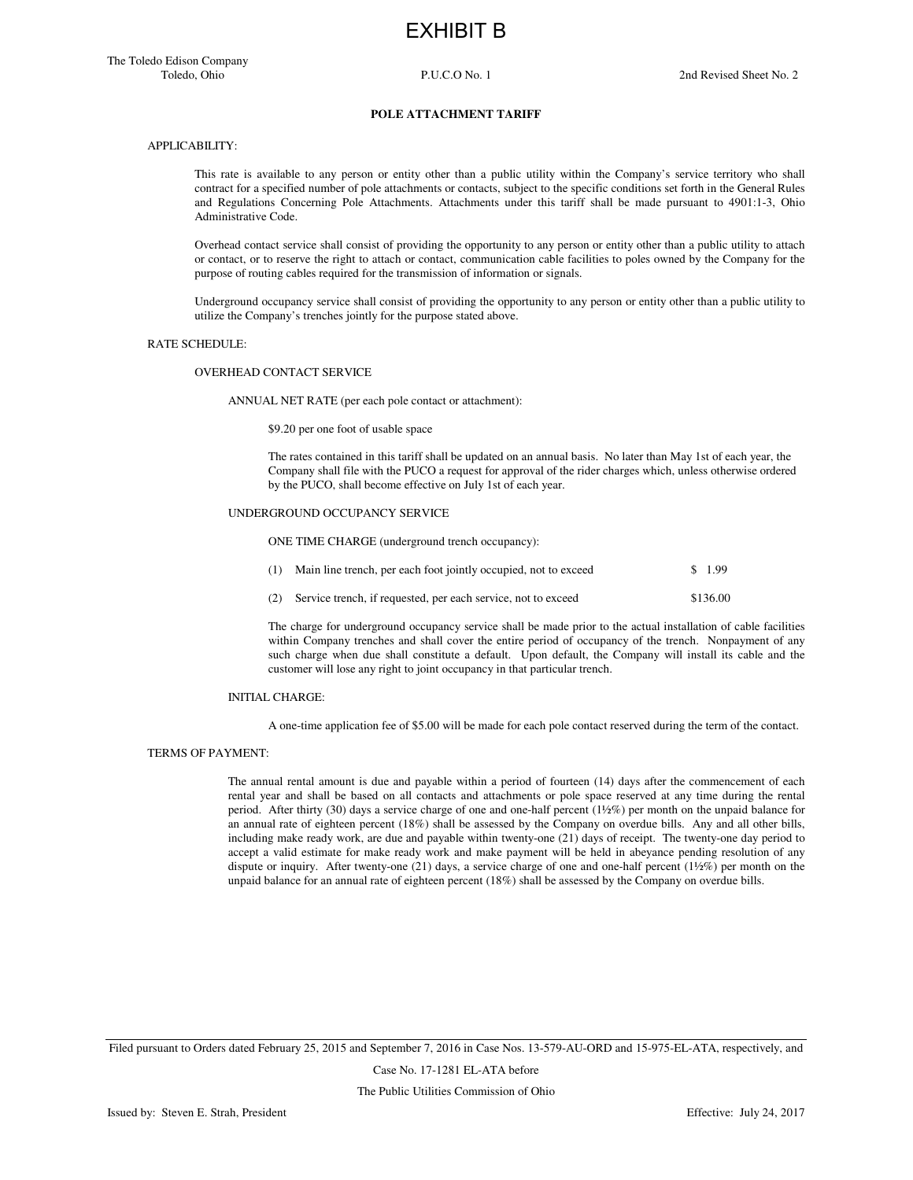# EXHIBIT B

The Toledo Edison Company
Toledo, Ohio P.U.C.O No. 1 2nd Revised Sheet No. 2

## POLE ATTACHMENT TARIFF

APPLICABILITY:

This rate is available to any person or entity other than a public utility within the Company's service territory who shall contract for a specified number of pole attachments or contacts, subject to the specific conditions set forth in the General Rules and Regulations Concerning Pole Attachments. Attachments under this tariff shall be made pursuant to 4901:1-3, Ohio Administrative Code.

Overhead contact service shall consist of providing the opportunity to any person or entity other than a public utility to attach or contact, or to reserve the right to attach or contact, communication cable facilities to poles owned by the Company for the purpose of routing cables required for the transmission of information or signals.

Underground occupancy service shall consist of providing the opportunity to any person or entity other than a public utility to utilize the Company's trenches jointly for the purpose stated above.

RATE SCHEDULE:

OVERHEAD CONTACT SERVICE

ANNUAL NET RATE (per each pole contact or attachment):

$9.20 per one foot of usable space

The rates contained in this tariff shall be updated on an annual basis. No later than May 1st of each year, the Company shall file with the PUCO a request for approval of the rider charges which, unless otherwise ordered by the PUCO, shall become effective on July 1st of each year.

UNDERGROUND OCCUPANCY SERVICE

ONE TIME CHARGE (underground trench occupancy):

| | | |
|---|---|---|
| (1) | Main line trench, per each foot jointly occupied, not to exceed | $ 1.99 |
| (2) | Service trench, if requested, per each service, not to exceed | $136.00 |

The charge for underground occupancy service shall be made prior to the actual installation of cable facilities within Company trenches and shall cover the entire period of occupancy of the trench. Nonpayment of any such charge when due shall constitute a default. Upon default, the Company will install its cable and the customer will lose any right to joint occupancy in that particular trench.

INITIAL CHARGE:

A one-time application fee of $5.00 will be made for each pole contact reserved during the term of the contact.

TERMS OF PAYMENT:

The annual rental amount is due and payable within a period of fourteen (14) days after the commencement of each rental year and shall be based on all contacts and attachments or pole space reserved at any time during the rental period. After thirty (30) days a service charge of one and one-half percent (1½%) per month on the unpaid balance for an annual rate of eighteen percent (18%) shall be assessed by the Company on overdue bills. Any and all other bills, including make ready work, are due and payable within twenty-one (21) days of receipt. The twenty-one day period to accept a valid estimate for make ready work and make payment will be held in abeyance pending resolution of any dispute or inquiry. After twenty-one (21) days, a service charge of one and one-half percent (1½%) per month on the unpaid balance for an annual rate of eighteen percent (18%) shall be assessed by the Company on overdue bills.

---

Filed pursuant to Orders dated February 25, 2015 and September 7, 2016 in Case Nos. 13-579-AU-ORD and 15-975-EL-ATA, respectively, and Case No. 17-1281 EL-ATA before The Public Utilities Commission of Ohio

Issued by: Steven E. Strah, President Effective: July 24, 2017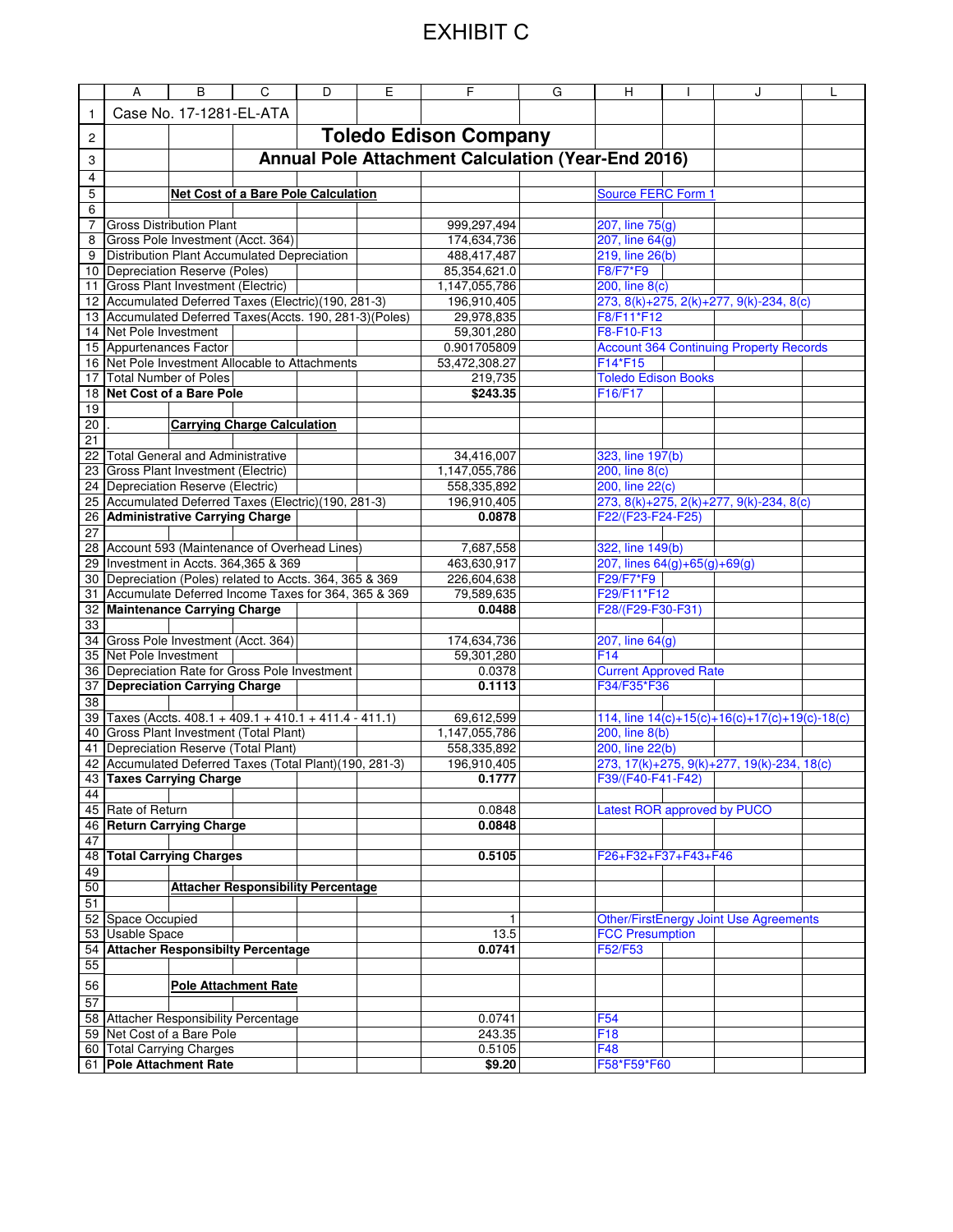# EXHIBIT C

| | A | B | C | D | E | F | G | H | I | J | L |
|---|---|---|---|---|---|---|---|---|---|---|---|
| 1 | Case No. 17-1281-EL-ATA | | | | | | | | | | |
| 2 | | | **Toledo Edison Company** | | | | | | | | |
| 3 | | | **Annual Pole Attachment Calculation (Year-End 2016)** | | | | | | | | |
| 4 | | | | | | | | | | | |
| 5 | | **Net Cost of a Bare Pole Calculation** | | | | | | Source FERC Form 1 | | | |
| 6 | | | | | | | | | | | |
| 7 | Gross Distribution Plant | | | | | 999,297,494 | | 207, line 75(g) | | | |
| 8 | Gross Pole Investment (Acct. 364) | | | | | 174,634,736 | | 207, line 64(g) | | | |
| 9 | Distribution Plant Accumulated Depreciation | | | | | 488,417,487 | | 219, line 26(b) | | | |
| 10 | Depreciation Reserve (Poles) | | | | | 85,354,621.0 | | F8/F7*F9 | | | |
| 11 | Gross Plant Investment (Electric) | | | | | 1,147,055,786 | | 200, line 8(c) | | | |
| 12 | Accumulated Deferred Taxes (Electric)(190, 281-3) | | | | | 196,910,405 | | 273, 8(k)+275, 2(k)+277, 9(k)-234, 8(c) | | | |
| 13 | Accumulated Deferred Taxes(Accts. 190, 281-3)(Poles) | | | | | 29,978,835 | | F8/F11*F12 | | | |
| 14 | Net Pole Investment | | | | | 59,301,280 | | F8-F10-F13 | | | |
| 15 | Appurtenances Factor | | | | | 0.901705809 | | Account 364 Continuing Property Records | | | |
| 16 | Net Pole Investment Allocable to Attachments | | | | | 53,472,308.27 | | F14*F15 | | | |
| 17 | Total Number of Poles | | | | | 219,735 | | Toledo Edison Books | | | |
| 18 | **Net Cost of a Bare Pole** | | | | | **$243.35** | | F16/F17 | | | |
| 19 | | | | | | | | | | | |
| 20 | . | **Carrying Charge Calculation** | | | | | | | | | |
| 21 | | | | | | | | | | | |
| 22 | Total General and Administrative | | | | | 34,416,007 | | 323, line 197(b) | | | |
| 23 | Gross Plant Investment (Electric) | | | | | 1,147,055,786 | | 200, line 8(c) | | | |
| 24 | Depreciation Reserve (Electric) | | | | | 558,335,892 | | 200, line 22(c) | | | |
| 25 | Accumulated Deferred Taxes (Electric)(190, 281-3) | | | | | 196,910,405 | | 273, 8(k)+275, 2(k)+277, 9(k)-234, 8(c) | | | |
| 26 | **Administrative Carrying Charge** | | | | | **0.0878** | | F22/(F23-F24-F25) | | | |
| 27 | | | | | | | | | | | |
| 28 | Account 593 (Maintenance of Overhead Lines) | | | | | 7,687,558 | | 322, line 149(b) | | | |
| 29 | Investment in Accts. 364,365 & 369 | | | | | 463,630,917 | | 207, lines 64(g)+65(g)+69(g) | | | |
| 30 | Depreciation (Poles) related to Accts. 364, 365 & 369 | | | | | 226,604,638 | | F29/F7*F9 | | | |
| 31 | Accumulate Deferred Income Taxes for 364, 365 & 369 | | | | | 79,589,635 | | F29/F11*F12 | | | |
| 32 | **Maintenance Carrying Charge** | | | | | **0.0488** | | F28/(F29-F30-F31) | | | |
| 33 | | | | | | | | | | | |
| 34 | Gross Pole Investment (Acct. 364) | | | | | 174,634,736 | | 207, line 64(g) | | | |
| 35 | Net Pole Investment | | | | | 59,301,280 | | F14 | | | |
| 36 | Depreciation Rate for Gross Pole Investment | | | | | 0.0378 | | Current Approved Rate | | | |
| 37 | **Depreciation Carrying Charge** | | | | | **0.1113** | | F34/F35*F36 | | | |
| 38 | | | | | | | | | | | |
| 39 | Taxes (Accts. 408.1 + 409.1 + 410.1 + 411.4 - 411.1) | | | | | 69,612,599 | | 114, line 14(c)+15(c)+16(c)+17(c)+19(c)-18(c) | | | |
| 40 | Gross Plant Investment (Total Plant) | | | | | 1,147,055,786 | | 200, line 8(b) | | | |
| 41 | Depreciation Reserve (Total Plant) | | | | | 558,335,892 | | 200, line 22(b) | | | |
| 42 | Accumulated Deferred Taxes (Total Plant)(190, 281-3) | | | | | 196,910,405 | | 273, 17(k)+275, 9(k)+277, 19(k)-234, 18(c) | | | |
| 43 | **Taxes Carrying Charge** | | | | | **0.1777** | | F39/(F40-F41-F42) | | | |
| 44 | | | | | | | | | | | |
| 45 | Rate of Return | | | | | 0.0848 | | Latest ROR approved by PUCO | | | |
| 46 | **Return Carrying Charge** | | | | | **0.0848** | | | | | |
| 47 | | | | | | | | | | | |
| 48 | **Total Carrying Charges** | | | | | **0.5105** | | F26+F32+F37+F43+F46 | | | |
| 49 | | | | | | | | | | | |
| 50 | | **Attacher Responsibility Percentage** | | | | | | | | | |
| 51 | | | | | | | | | | | |
| 52 | Space Occupied | | | | | 1 | | Other/FirstEnergy Joint Use Agreements | | | |
| 53 | Usable Space | | | | | 13.5 | | FCC Presumption | | | |
| 54 | **Attacher Responsibilty Percentage** | | | | | **0.0741** | | F52/F53 | | | |
| 55 | | | | | | | | | | | |
| 56 | | **Pole Attachment Rate** | | | | | | | | | |
| 57 | | | | | | | | | | | |
| 58 | Attacher Responsibility Percentage | | | | | 0.0741 | | F54 | | | |
| 59 | Net Cost of a Bare Pole | | | | | 243.35 | | F18 | | | |
| 60 | Total Carrying Charges | | | | | 0.5105 | | F48 | | | |
| 61 | **Pole Attachment Rate** | | | | | **$9.20** | | F58*F59*F60 | | | |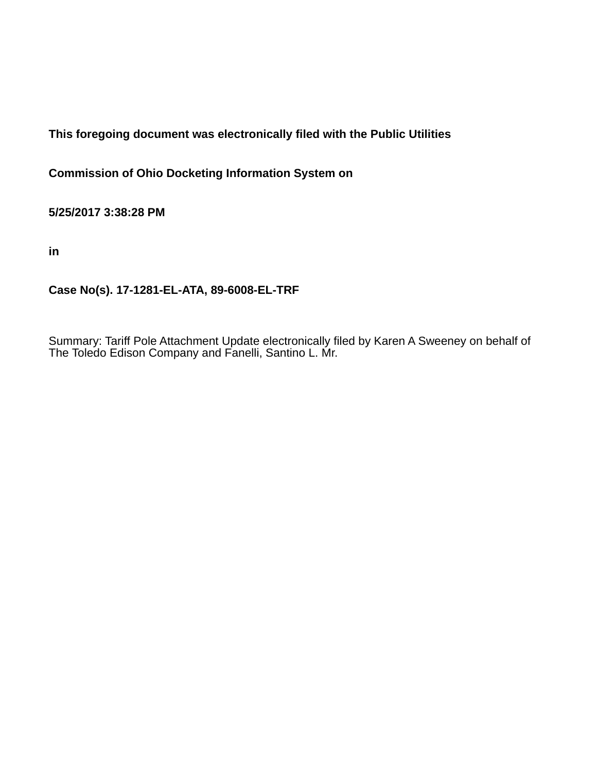**This foregoing document was electronically filed with the Public Utilities**

**Commission of Ohio Docketing Information System on**

**5/25/2017 3:38:28 PM**

**in**

**Case No(s). 17-1281-EL-ATA, 89-6008-EL-TRF**

Summary: Tariff Pole Attachment Update electronically filed by Karen A Sweeney on behalf of The Toledo Edison Company and Fanelli, Santino L. Mr.